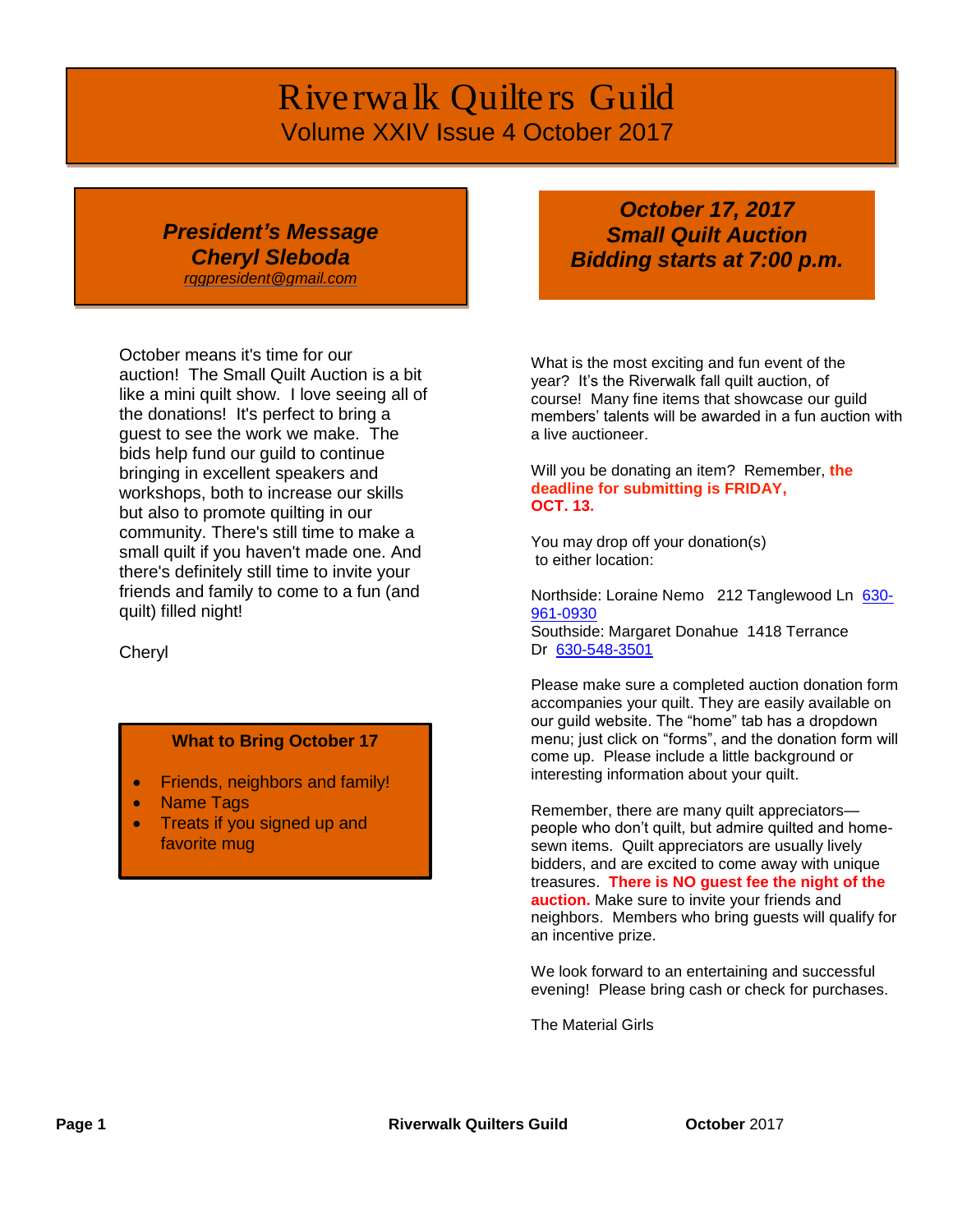# Riverwalk Quilters Guild

Volume XXIV Issue 4 October 2017

## *President's Message*
## *Cheryl Sleboda*

*rqgpresident@gmail.com*

October means it's time for our auction! The Small Quilt Auction is a bit like a mini quilt show. I love seeing all of the donations! It's perfect to bring a guest to see the work we make. The bids help fund our guild to continue bringing in excellent speakers and workshops, both to increase our skills but also to promote quilting in our community. There's still time to make a small quilt if you haven't made one. And there's definitely still time to invite your friends and family to come to a fun (and quilt) filled night!

Cheryl

### What to Bring October 17

- Friends, neighbors and family!
- Name Tags
- Treats if you signed up and favorite mug

## *October 17, 2017*
## *Small Quilt Auction*
## *Bidding starts at 7:00 p.m.*

What is the most exciting and fun event of the year? It's the Riverwalk fall quilt auction, of course! Many fine items that showcase our guild members' talents will be awarded in a fun auction with a live auctioneer.

Will you be donating an item? Remember, **the deadline for submitting is FRIDAY, OCT. 13.**

You may drop off your donation(s) to either location:

Northside: Loraine Nemo 212 Tanglewood Ln 630-961-0930
Southside: Margaret Donahue 1418 Terrance Dr 630-548-3501

Please make sure a completed auction donation form accompanies your quilt. They are easily available on our guild website. The "home" tab has a dropdown menu; just click on "forms", and the donation form will come up. Please include a little background or interesting information about your quilt.

Remember, there are many quilt appreciators—people who don't quilt, but admire quilted and home-sewn items. Quilt appreciators are usually lively bidders, and are excited to come away with unique treasures. **There is NO guest fee the night of the auction.** Make sure to invite your friends and neighbors. Members who bring guests will qualify for an incentive prize.

We look forward to an entertaining and successful evening! Please bring cash or check for purchases.

The Material Girls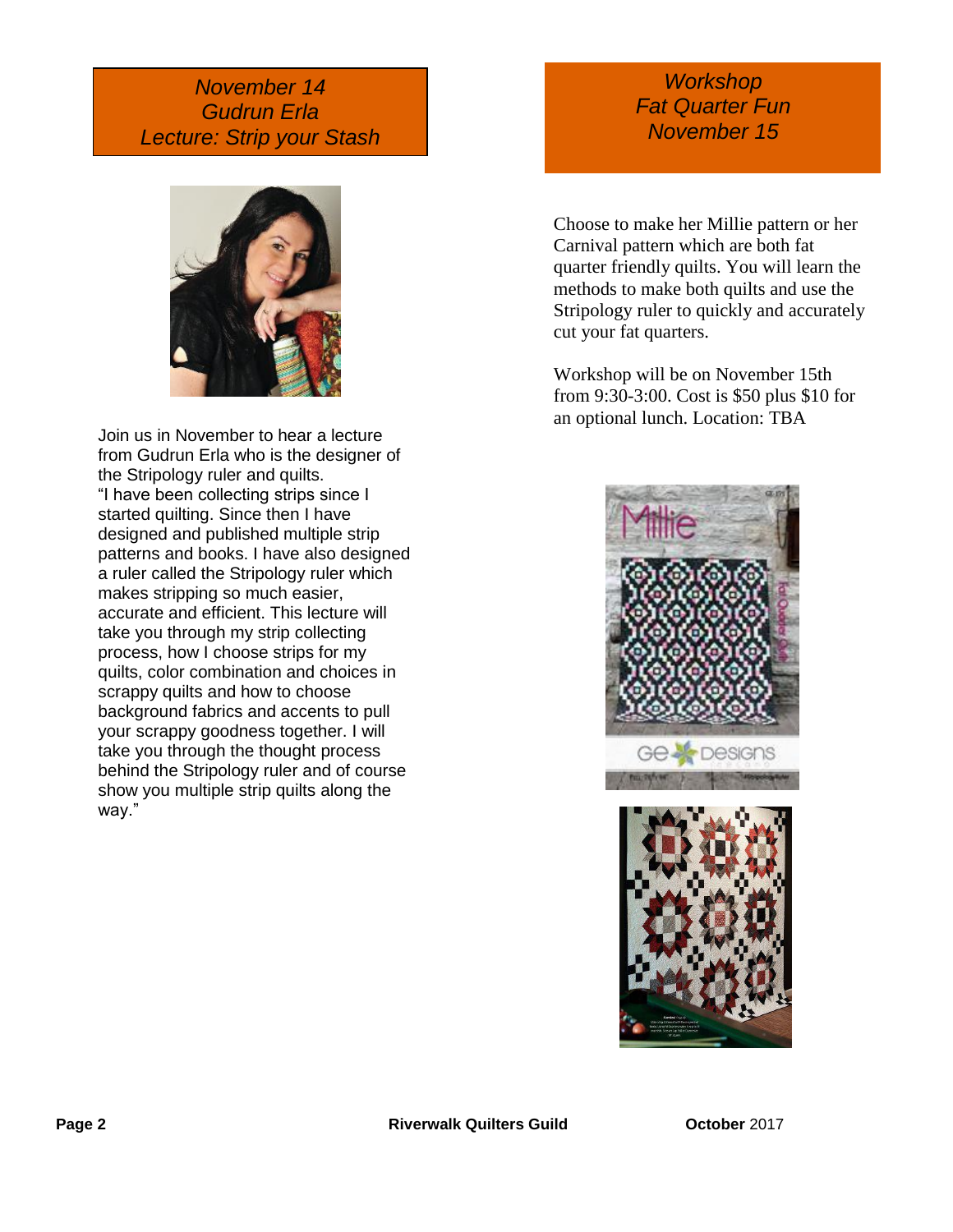## *November 14*
## *Gudrun Erla*
## *Lecture: Strip your Stash*

Join us in November to hear a lecture from Gudrun Erla who is the designer of the Stripology ruler and quilts.

"I have been collecting strips since I started quilting. Since then I have designed and published multiple strip patterns and books. I have also designed a ruler called the Stripology ruler which makes stripping so much easier, accurate and efficient. This lecture will take you through my strip collecting process, how I choose strips for my quilts, color combination and choices in scrappy quilts and how to choose background fabrics and accents to pull your scrappy goodness together. I will take you through the thought process behind the Stripology ruler and of course show you multiple strip quilts along the way."

## *Workshop*
## *Fat Quarter Fun*
## *November 15*

Choose to make her Millie pattern or her Carnival pattern which are both fat quarter friendly quilts. You will learn the methods to make both quilts and use the Stripology ruler to quickly and accurately cut your fat quarters.

Workshop will be on November 15th from 9:30-3:00. Cost is $50 plus $10 for an optional lunch. Location: TBA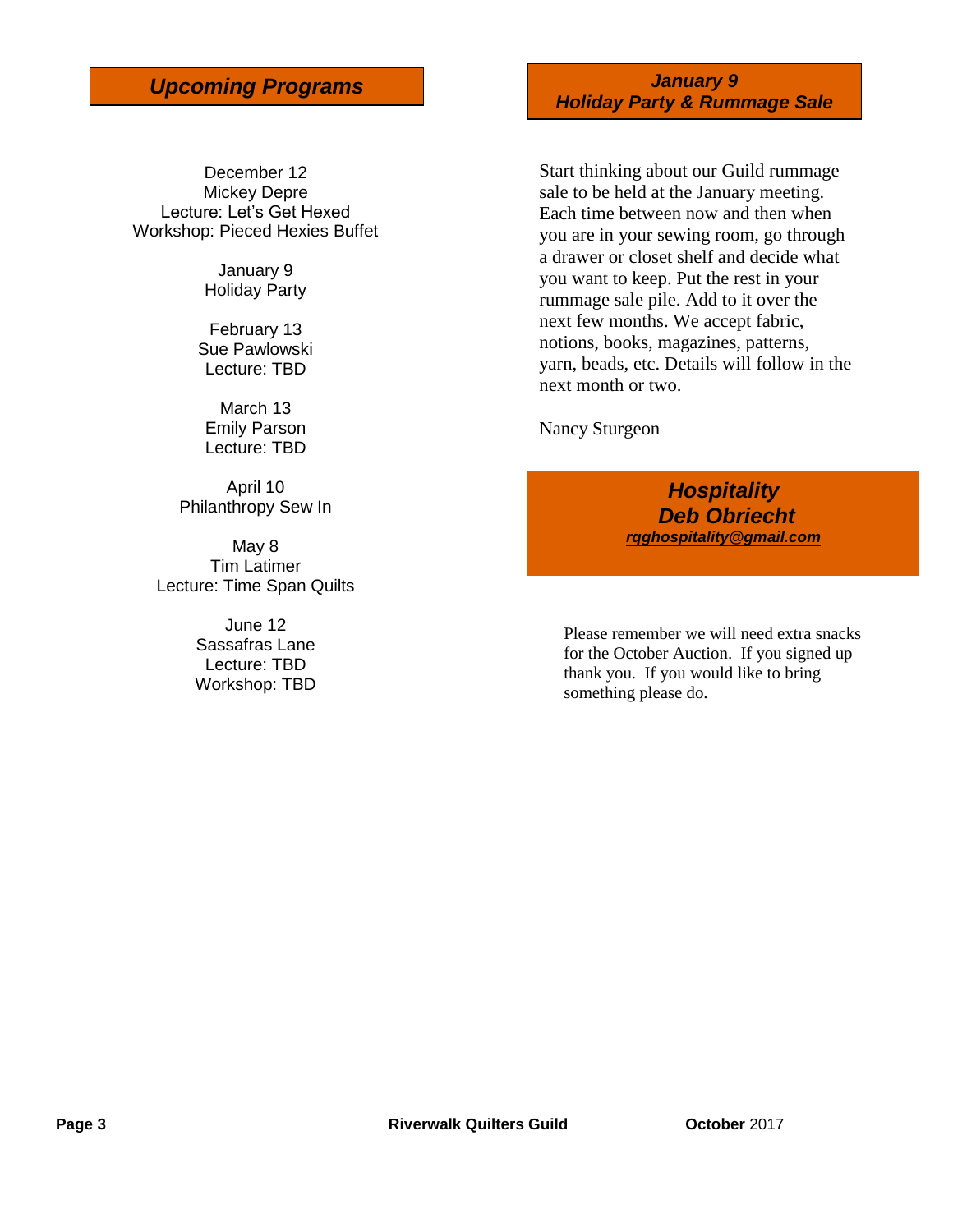## *Upcoming Programs*

December 12
Mickey Depre
Lecture: Let's Get Hexed
Workshop: Pieced Hexies Buffet

January 9
Holiday Party

February 13
Sue Pawlowski
Lecture: TBD

March 13
Emily Parson
Lecture: TBD

April 10
Philanthropy Sew In

May 8
Tim Latimer
Lecture: Time Span Quilts

June 12
Sassafras Lane
Lecture: TBD
Workshop: TBD

## *January 9*
## *Holiday Party & Rummage Sale*

Start thinking about our Guild rummage sale to be held at the January meeting. Each time between now and then when you are in your sewing room, go through a drawer or closet shelf and decide what you want to keep. Put the rest in your rummage sale pile. Add to it over the next few months. We accept fabric, notions, books, magazines, patterns, yarn, beads, etc. Details will follow in the next month or two.

Nancy Sturgeon

## *Hospitality*
## *Deb Obriecht*
***rqghospitality@gmail.com***

Please remember we will need extra snacks for the October Auction. If you signed up thank you. If you would like to bring something please do.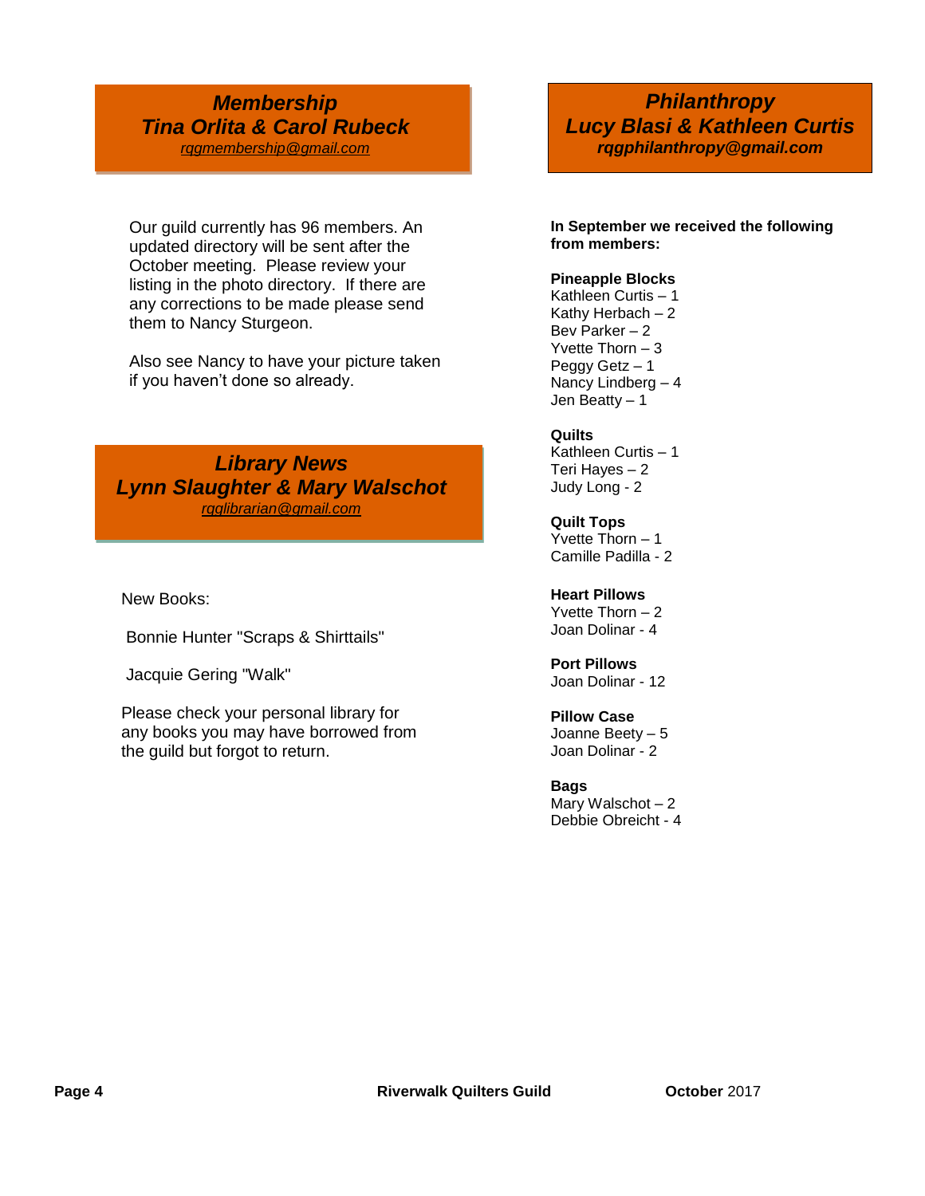## *Membership*
## *Tina Orlita & Carol Rubeck*

*rqgmembership@gmail.com*

Our guild currently has 96 members. An updated directory will be sent after the October meeting. Please review your listing in the photo directory. If there are any corrections to be made please send them to Nancy Sturgeon.

Also see Nancy to have your picture taken if you haven't done so already.

## *Library News*
## *Lynn Slaughter & Mary Walschot*

*rqglibrarian@gmail.com*

New Books:

Bonnie Hunter "Scraps & Shirttails"

Jacquie Gering "Walk"

Please check your personal library for any books you may have borrowed from the guild but forgot to return.

## *Philanthropy*
## *Lucy Blasi & Kathleen Curtis*

***rqgphilanthropy@gmail.com***

**In September we received the following from members:**

**Pineapple Blocks**
Kathleen Curtis – 1
Kathy Herbach – 2
Bev Parker – 2
Yvette Thorn – 3
Peggy Getz – 1
Nancy Lindberg – 4
Jen Beatty – 1

**Quilts**
Kathleen Curtis – 1
Teri Hayes – 2
Judy Long - 2

**Quilt Tops**
Yvette Thorn – 1
Camille Padilla - 2

**Heart Pillows**
Yvette Thorn – 2
Joan Dolinar - 4

**Port Pillows**
Joan Dolinar - 12

**Pillow Case**
Joanne Beety – 5
Joan Dolinar - 2

**Bags**
Mary Walschot – 2
Debbie Obreicht - 4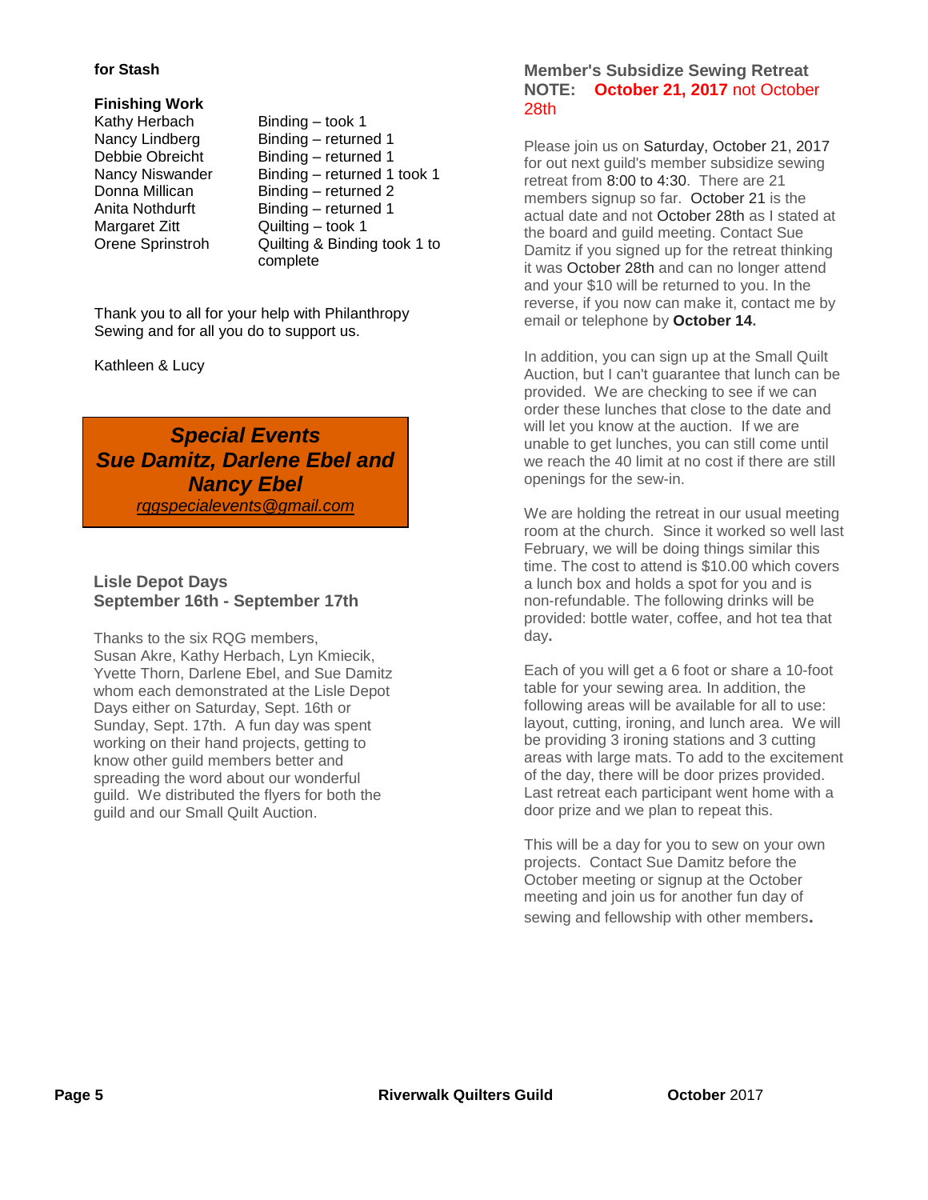**for Stash**

**Finishing Work**

| | |
|---|---|
| Kathy Herbach | Binding – took 1 |
| Nancy Lindberg | Binding – returned 1 |
| Debbie Obreicht | Binding – returned 1 |
| Nancy Niswander | Binding – returned 1 took 1 |
| Donna Millican | Binding – returned 2 |
| Anita Nothdurft | Binding – returned 1 |
| Margaret Zitt | Quilting – took 1 |
| Orene Sprinstroh | Quilting & Binding took 1 to complete |

Thank you to all for your help with Philanthropy Sewing and for all you do to support us.

Kathleen & Lucy

## ***Special Events***
## ***Sue Damitz, Darlene Ebel and Nancy Ebel***

*rqgspecialevents@gmail.com*

### Lisle Depot Days
### September 16th - September 17th

Thanks to the six RQG members, Susan Akre, Kathy Herbach, Lyn Kmiecik, Yvette Thorn, Darlene Ebel, and Sue Damitz whom each demonstrated at the Lisle Depot Days either on Saturday, Sept. 16th or Sunday, Sept. 17th. A fun day was spent working on their hand projects, getting to know other guild members better and spreading the word about our wonderful guild. We distributed the flyers for both the guild and our Small Quilt Auction.

### Member's Subsidize Sewing Retreat
**NOTE: October 21, 2017** not October 28th

Please join us on Saturday, October 21, 2017 for out next guild's member subsidize sewing retreat from 8:00 to 4:30. There are 21 members signup so far. October 21 is the actual date and not October 28th as I stated at the board and guild meeting. Contact Sue Damitz if you signed up for the retreat thinking it was October 28th and can no longer attend and your $10 will be returned to you. In the reverse, if you now can make it, contact me by email or telephone by **October 14.**

In addition, you can sign up at the Small Quilt Auction, but I can't guarantee that lunch can be provided. We are checking to see if we can order these lunches that close to the date and will let you know at the auction. If we are unable to get lunches, you can still come until we reach the 40 limit at no cost if there are still openings for the sew-in.

We are holding the retreat in our usual meeting room at the church. Since it worked so well last February, we will be doing things similar this time. The cost to attend is $10.00 which covers a lunch box and holds a spot for you and is non-refundable. The following drinks will be provided: bottle water, coffee, and hot tea that day.

Each of you will get a 6 foot or share a 10-foot table for your sewing area. In addition, the following areas will be available for all to use: layout, cutting, ironing, and lunch area. We will be providing 3 ironing stations and 3 cutting areas with large mats. To add to the excitement of the day, there will be door prizes provided. Last retreat each participant went home with a door prize and we plan to repeat this.

This will be a day for you to sew on your own projects. Contact Sue Damitz before the October meeting or signup at the October meeting and join us for another fun day of sewing and fellowship with other members.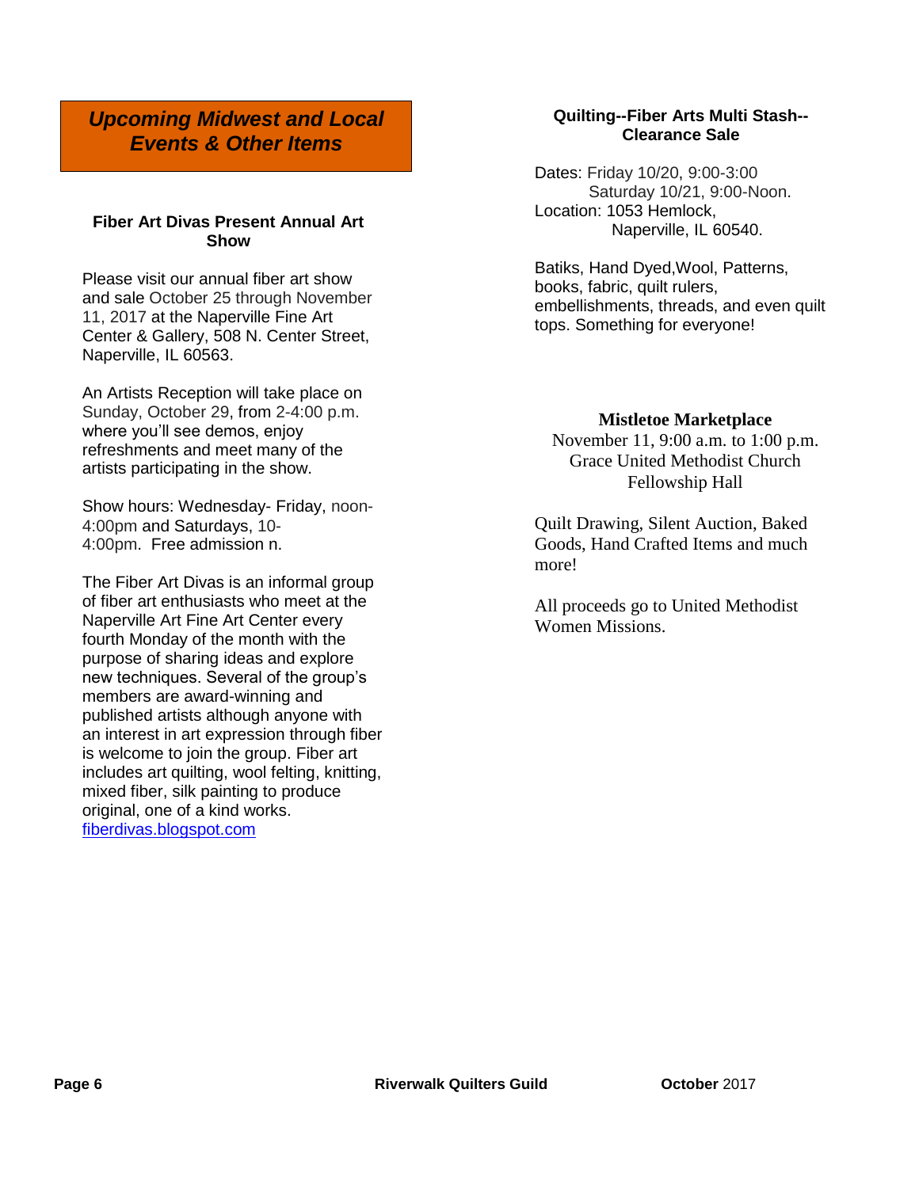## *Upcoming Midwest and Local Events & Other Items*

### Fiber Art Divas Present Annual Art Show

Please visit our annual fiber art show and sale October 25 through November 11, 2017 at the Naperville Fine Art Center & Gallery, 508 N. Center Street, Naperville, IL 60563.

An Artists Reception will take place on Sunday, October 29, from 2-4:00 p.m. where you'll see demos, enjoy refreshments and meet many of the artists participating in the show.

Show hours: Wednesday- Friday, noon-4:00pm and Saturdays, 10-4:00pm. Free admission n.

The Fiber Art Divas is an informal group of fiber art enthusiasts who meet at the Naperville Art Fine Art Center every fourth Monday of the month with the purpose of sharing ideas and explore new techniques. Several of the group's members are award-winning and published artists although anyone with an interest in art expression through fiber is welcome to join the group. Fiber art includes art quilting, wool felting, knitting, mixed fiber, silk painting to produce original, one of a kind works.
fiberdivas.blogspot.com

### Quilting--Fiber Arts Multi Stash--Clearance Sale

Dates: Friday 10/20, 9:00-3:00
Saturday 10/21, 9:00-Noon.
Location: 1053 Hemlock,
Naperville, IL 60540.

Batiks, Hand Dyed,Wool, Patterns, books, fabric, quilt rulers, embellishments, threads, and even quilt tops. Something for everyone!

### Mistletoe Marketplace

November 11, 9:00 a.m. to 1:00 p.m.
Grace United Methodist Church
Fellowship Hall

Quilt Drawing, Silent Auction, Baked Goods, Hand Crafted Items and much more!

All proceeds go to United Methodist Women Missions.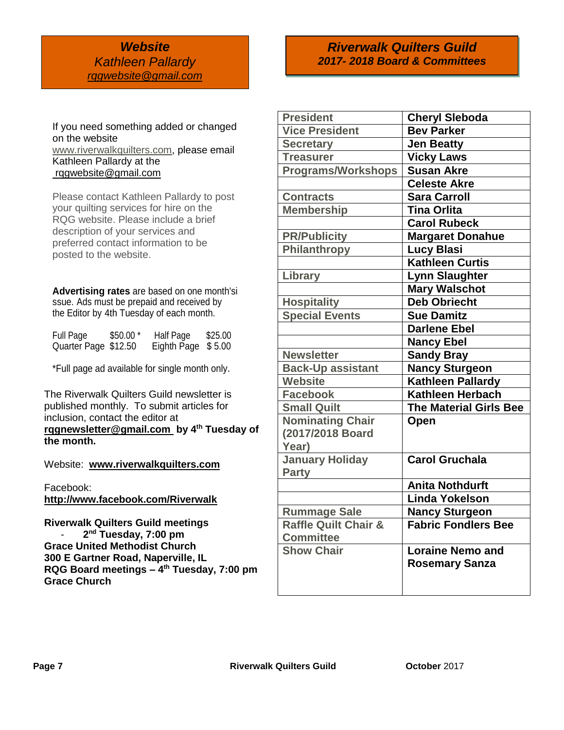**_Website_**
_Kathleen Pallardy_
_rqgwebsite@gmail.com_

If you need something added or changed on the website www.riverwalkquilters.com, please email Kathleen Pallardy at the rqgwebsite@gmail.com

Please contact Kathleen Pallardy to post your quilting services for hire on the RQG website. Please include a brief description of your services and preferred contact information to be posted to the website.

**Advertising rates** are based on one month'si ssue. Ads must be prepaid and received by the Editor by 4th Tuesday of each month.

| | | | |
|---|---|---|---|
| Full Page | $50.00 * | Half Page | $25.00 |
| Quarter Page | $12.50 | Eighth Page | $ 5.00 |

*Full page ad available for single month only.

The Riverwalk Quilters Guild newsletter is published monthly. To submit articles for inclusion, contact the editor at **rqgnewsletter@gmail.com by 4th Tuesday of the month.**

Website: **www.riverwalkquilters.com**

Facebook: **http://www.facebook.com/Riverwalk**

**Riverwalk Quilters Guild meetings**
- **2nd Tuesday, 7:00 pm**

**Grace United Methodist Church**
**300 E Gartner Road, Naperville, IL**
**RQG Board meetings – 4th Tuesday, 7:00 pm**
**Grace Church**

**_Riverwalk Quilters Guild_**
**_2017- 2018 Board & Committees_**

| | |
|---|---|
| President | Cheryl Sleboda |
| Vice President | Bev Parker |
| Secretary | Jen Beatty |
| Treasurer | Vicky Laws |
| Programs/Workshops | Susan Akre |
| | Celeste Akre |
| Contracts | Sara Carroll |
| Membership | Tina Orlita |
| | Carol Rubeck |
| PR/Publicity | Margaret Donahue |
| Philanthropy | Lucy Blasi |
| | Kathleen Curtis |
| Library | Lynn Slaughter |
| | Mary Walschot |
| Hospitality | Deb Obriecht |
| Special Events | Sue Damitz |
| | Darlene Ebel |
| | Nancy Ebel |
| Newsletter | Sandy Bray |
| Back-Up assistant | Nancy Sturgeon |
| Website | Kathleen Pallardy |
| Facebook | Kathleen Herbach |
| Small Quilt | The Material Girls Bee |
| Nominating Chair (2017/2018 Board Year) | Open |
| January Holiday Party | Carol Gruchala |
| | Anita Nothdurft |
| | Linda Yokelson |
| Rummage Sale | Nancy Sturgeon |
| Raffle Quilt Chair & Committee | Fabric Fondlers Bee |
| Show Chair | Loraine Nemo and Rosemary Sanza |